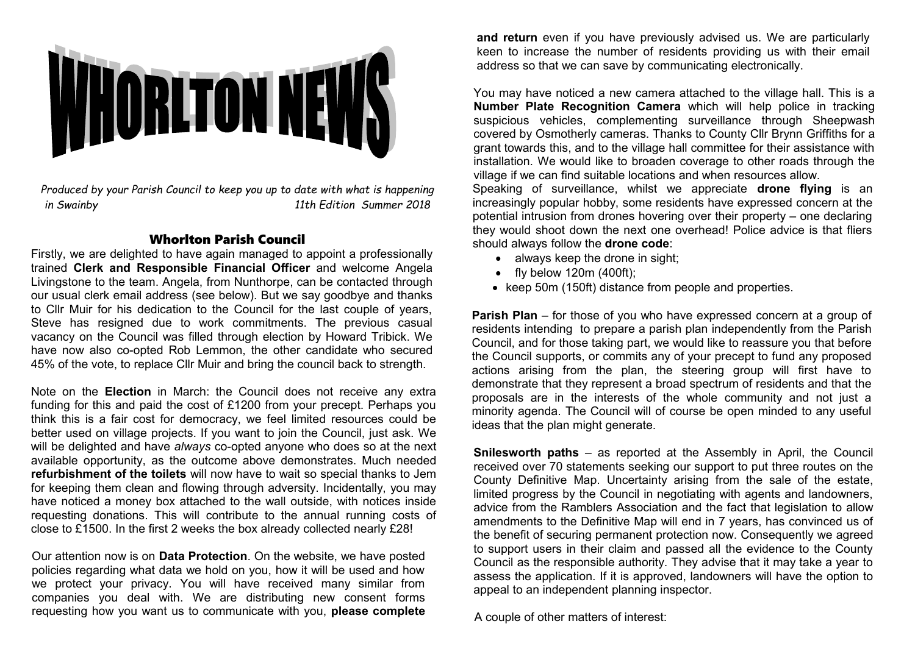# WHORLTON NEWS

*Produced by your Parish Council to keep you up to date with what is happening in Swainby* *11th Edition Summer 2018*

## Whorlton Parish Council

Firstly, we are delighted to have again managed to appoint a professionally trained **Clerk and Responsible Financial Officer** and welcome Angela Livingstone to the team. Angela, from Nunthorpe, can be contacted through our usual clerk email address (see below). But we say goodbye and thanks to Cllr Muir for his dedication to the Council for the last couple of years, Steve has resigned due to work commitments. The previous casual vacancy on the Council was filled through election by Howard Tribick. We have now also co-opted Rob Lemmon, the other candidate who secured 45% of the vote, to replace Cllr Muir and bring the council back to strength.

Note on the **Election** in March: the Council does not receive any extra funding for this and paid the cost of £1200 from your precept. Perhaps you think this is a fair cost for democracy, we feel limited resources could be better used on village projects. If you want to join the Council, just ask. We will be delighted and have *always* co-opted anyone who does so at the next available opportunity, as the outcome above demonstrates. Much needed **refurbishment of the toilets** will now have to wait so special thanks to Jem for keeping them clean and flowing through adversity. Incidentally, you may have noticed a money box attached to the wall outside, with notices inside requesting donations. This will contribute to the annual running costs of close to £1500. In the first 2 weeks the box already collected nearly £28!

Our attention now is on **Data Protection**. On the website, we have posted policies regarding what data we hold on you, how it will be used and how we protect your privacy. You will have received many similar from companies you deal with. We are distributing new consent forms requesting how you want us to communicate with you, **please complete and return** even if you have previously advised us. We are particularly keen to increase the number of residents providing us with their email address so that we can save by communicating electronically.

You may have noticed a new camera attached to the village hall. This is a **Number Plate Recognition Camera** which will help police in tracking suspicious vehicles, complementing surveillance through Sheepwash covered by Osmotherly cameras. Thanks to County Cllr Brynn Griffiths for a grant towards this, and to the village hall committee for their assistance with installation. We would like to broaden coverage to other roads through the village if we can find suitable locations and when resources allow.

Speaking of surveillance, whilst we appreciate **drone flying** is an increasingly popular hobby, some residents have expressed concern at the potential intrusion from drones hovering over their property – one declaring they would shoot down the next one overhead! Police advice is that fliers should always follow the **drone code**:

- always keep the drone in sight;
- fly below 120m (400ft);
- keep 50m (150ft) distance from people and properties.

**Parish Plan** – for those of you who have expressed concern at a group of residents intending to prepare a parish plan independently from the Parish Council, and for those taking part, we would like to reassure you that before the Council supports, or commits any of your precept to fund any proposed actions arising from the plan, the steering group will first have to demonstrate that they represent a broad spectrum of residents and that the proposals are in the interests of the whole community and not just a minority agenda. The Council will of course be open minded to any useful ideas that the plan might generate.

**Snilesworth paths** – as reported at the Assembly in April, the Council received over 70 statements seeking our support to put three routes on the County Definitive Map. Uncertainty arising from the sale of the estate, limited progress by the Council in negotiating with agents and landowners, advice from the Ramblers Association and the fact that legislation to allow amendments to the Definitive Map will end in 7 years, has convinced us of the benefit of securing permanent protection now. Consequently we agreed to support users in their claim and passed all the evidence to the County Council as the responsible authority. They advise that it may take a year to assess the application. If it is approved, landowners will have the option to appeal to an independent planning inspector.

A couple of other matters of interest: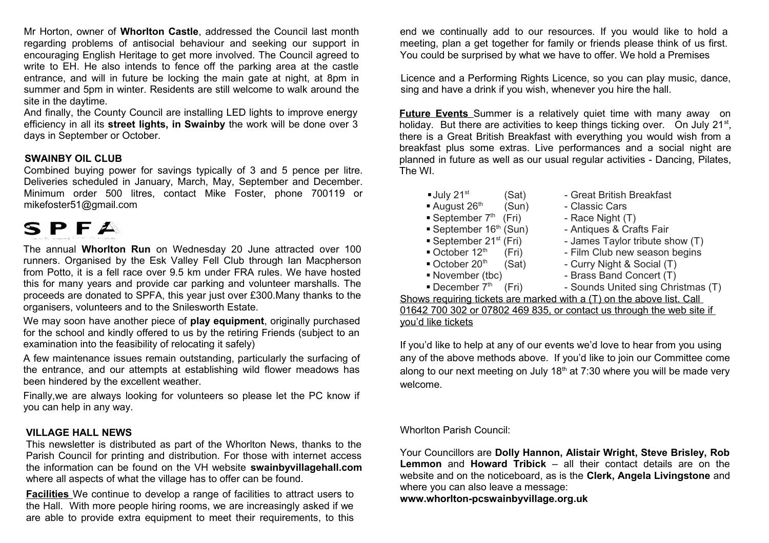Mr Horton, owner of **Whorlton Castle**, addressed the Council last month regarding problems of antisocial behaviour and seeking our support in encouraging English Heritage to get more involved. The Council agreed to write to EH. He also intends to fence off the parking area at the castle entrance, and will in future be locking the main gate at night, at 8pm in summer and 5pm in winter. Residents are still welcome to walk around the site in the daytime.

And finally, the County Council are installing LED lights to improve energy efficiency in all its **street lights, in Swainby** the work will be done over 3 days in September or October.

## SWAINBY OIL CLUB

Combined buying power for savings typically of 3 and 5 pence per litre. Deliveries scheduled in January, March, May, September and December. Minimum order 500 litres, contact Mike Foster, phone 700119 or mikefoster51@gmail.com

## SPFA

The annual **Whorlton Run** on Wednesday 20 June attracted over 100 runners. Organised by the Esk Valley Fell Club through Ian Macpherson from Potto, it is a fell race over 9.5 km under FRA rules. We have hosted this for many years and provide car parking and volunteer marshalls. The proceeds are donated to SPFA, this year just over £300.Many thanks to the organisers, volunteers and to the Snilesworth Estate.

We may soon have another piece of **play equipment**, originally purchased for the school and kindly offered to us by the retiring Friends (subject to an examination into the feasibility of relocating it safely)

A few maintenance issues remain outstanding, particularly the surfacing of the entrance, and our attempts at establishing wild flower meadows has been hindered by the excellent weather.

Finally,we are always looking for volunteers so please let the PC know if you can help in any way.

## VILLAGE HALL NEWS

This newsletter is distributed as part of the Whorlton News, thanks to the Parish Council for printing and distribution. For those with internet access the information can be found on the VH website **swainbyvillagehall.com** where all aspects of what the village has to offer can be found.

**Facilities** We continue to develop a range of facilities to attract users to the Hall. With more people hiring rooms, we are increasingly asked if we are able to provide extra equipment to meet their requirements, to this end we continually add to our resources. If you would like to hold a meeting, plan a get together for family or friends please think of us first. You could be surprised by what we have to offer. We hold a Premises

Licence and a Performing Rights Licence, so you can play music, dance, sing and have a drink if you wish, whenever you hire the hall.

**Future Events** Summer is a relatively quiet time with many away on holiday. But there are activities to keep things ticking over. On July 21st, there is a Great British Breakfast with everything you would wish from a breakfast plus some extras. Live performances and a social night are planned in future as well as our usual regular activities - Dancing, Pilates, The WI.

- July 21st (Sat) - Great British Breakfast
- August 26th (Sun) - Classic Cars
- September 7th (Fri) - Race Night (T)
- September 16th (Sun) - Antiques & Crafts Fair
- September 21st (Fri) - James Taylor tribute show (T)
- October 12th (Fri) - Film Club new season begins
- October 20th (Sat) - Curry Night & Social (T)
- November (tbc) - Brass Band Concert (T)
- December 7th (Fri) - Sounds United sing Christmas (T)

Shows requiring tickets are marked with a (T) on the above list. Call 01642 700 302 or 07802 469 835, or contact us through the web site if you'd like tickets

If you'd like to help at any of our events we'd love to hear from you using any of the above methods above. If you'd like to join our Committee come along to our next meeting on July 18th at 7:30 where you will be made very welcome.

Whorlton Parish Council:

Your Councillors are **Dolly Hannon, Alistair Wright, Steve Brisley, Rob Lemmon** and **Howard Tribick** – all their contact details are on the website and on the noticeboard, as is the **Clerk, Angela Livingstone** and where you can also leave a message:

**www.whorlton-pcswainbyvillage.org.uk**